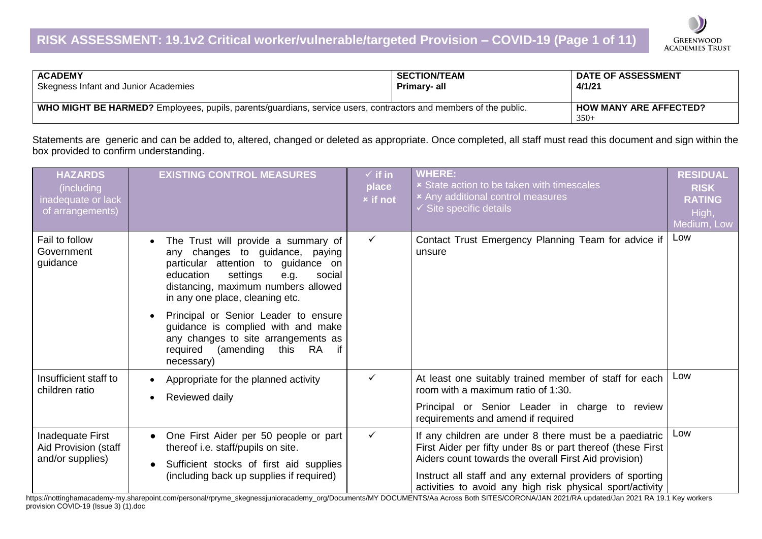# RISK ASSESSMENT: 19.1v2 Critical worker/vulnerable/targeted Provision – COVID-19

| ACADEMY | SECTION/TEAM | DATE OF ASSESSMENT |
|---|---|---|
| Skegness Infant and Junior Academies | **Primary- all** | **4/1/21** |
| **WHO MIGHT BE HARMED?** Employees, pupils, parents/guardians, service users, contractors and members of the public. | | **HOW MANY ARE AFFECTED?** 350+ |

Statements are generic and can be added to, altered, changed or deleted as appropriate. Once completed, all staff must read this document and sign within the box provided to confirm understanding.

| HAZARDS (including inadequate or lack of arrangements) | EXISTING CONTROL MEASURES | ✓ if in place × if not | WHERE: × State action to be taken with timescales × Any additional control measures ✓ Site specific details | RESIDUAL RISK RATING High, Medium, Low |
|---|---|---|---|---|
| Fail to follow Government guidance | • The Trust will provide a summary of any changes to guidance, paying particular attention to guidance on education settings e.g. social distancing, maximum numbers allowed in any one place, cleaning etc.<br>• Principal or Senior Leader to ensure guidance is complied with and make any changes to site arrangements as required (amending this RA if necessary) | ✓ | Contact Trust Emergency Planning Team for advice if unsure | Low |
| Insufficient staff to children ratio | • Appropriate for the planned activity<br>• Reviewed daily | ✓ | At least one suitably trained member of staff for each room with a maximum ratio of 1:30.<br>Principal or Senior Leader in charge to review requirements and amend if required | Low |
| Inadequate First Aid Provision (staff and/or supplies) | • One First Aider per 50 people or part thereof i.e. staff/pupils on site.<br>• Sufficient stocks of first aid supplies (including back up supplies if required) | ✓ | If any children are under 8 there must be a paediatric First Aider per fifty under 8s or part thereof (these First Aiders count towards the overall First Aid provision)<br>Instruct all staff and any external providers of sporting activities to avoid any high risk physical sport/activity | Low |

https://nottinghamacademy-my.sharepoint.com/personal/rpryme_skegnessjunioracademy_org/Documents/MY DOCUMENTS/Aa Across Both SITES/CORONA/JAN 2021/RA updated/Jan 2021 RA 19.1 Key workers provision COVID-19 (Issue 3) (1).doc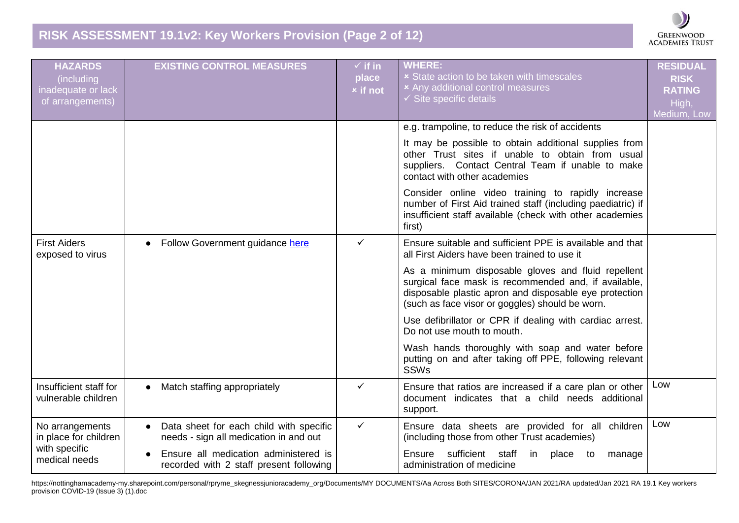# RISK ASSESSMENT 19.1v2: Key Workers Provision (Page 2 of 12)

| HAZARDS (including inadequate or lack of arrangements) | EXISTING CONTROL MEASURES | ✓ if in place × if not | WHERE: × State action to be taken with timescales × Any additional control measures ✓ Site specific details | RESIDUAL RISK RATING High, Medium, Low |
| --- | --- | --- | --- | --- |
| | | | e.g. trampoline, to reduce the risk of accidents<br><br>It may be possible to obtain additional supplies from other Trust sites if unable to obtain from usual suppliers. Contact Central Team if unable to make contact with other academies<br><br>Consider online video training to rapidly increase number of First Aid trained staff (including paediatric) if insufficient staff available (check with other academies first) | |
| First Aiders exposed to virus | • Follow Government guidance [here](here) | ✓ | Ensure suitable and sufficient PPE is available and that all First Aiders have been trained to use it<br><br>As a minimum disposable gloves and fluid repellent surgical face mask is recommended and, if available, disposable plastic apron and disposable eye protection (such as face visor or goggles) should be worn.<br><br>Use defibrillator or CPR if dealing with cardiac arrest. Do not use mouth to mouth.<br><br>Wash hands thoroughly with soap and water before putting on and after taking off PPE, following relevant SSWs | |
| Insufficient staff for vulnerable children | • Match staffing appropriately | ✓ | Ensure that ratios are increased if a care plan or other document indicates that a child needs additional support. | Low |
| No arrangements in place for children with specific medical needs | • Data sheet for each child with specific needs - sign all medication in and out<br>• Ensure all medication administered is recorded with 2 staff present following | ✓ | Ensure data sheets are provided for all children (including those from other Trust academies)<br><br>Ensure sufficient staff in place to manage administration of medicine | Low |

https://nottinghamacademy-my.sharepoint.com/personal/rpryme_skegnessjunioracademy_org/Documents/MY DOCUMENTS/Aa Across Both SITES/CORONA/JAN 2021/RA updated/Jan 2021 RA 19.1 Key workers provision COVID-19 (Issue 3) (1).doc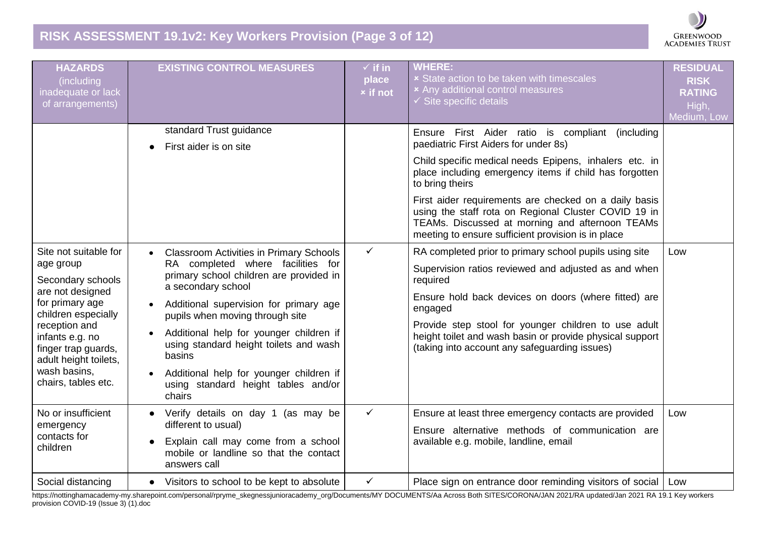## RISK ASSESSMENT 19.1v2: Key Workers Provision (Page 3 of 12)

| HAZARDS (including inadequate or lack of arrangements) | EXISTING CONTROL MEASURES | ✓ if in place × if not | WHERE: × State action to be taken with timescales × Any additional control measures ✓ Site specific details | RESIDUAL RISK RATING High, Medium, Low |
|---|---|---|---|---|
| | standard Trust guidance<br>• First aider is on site | | Ensure First Aider ratio is compliant (including paediatric First Aiders for under 8s)<br>Child specific medical needs Epipens, inhalers etc. in place including emergency items if child has forgotten to bring theirs<br>First aider requirements are checked on a daily basis using the staff rota on Regional Cluster COVID 19 in TEAMs. Discussed at morning and afternoon TEAMs meeting to ensure sufficient provision is in place | |
| Site not suitable for age group<br>Secondary schools are not designed for primary age children especially reception and infants e.g. no finger trap guards, adult height toilets, wash basins, chairs, tables etc. | • Classroom Activities in Primary Schools RA completed where facilities for primary school children are provided in a secondary school<br>• Additional supervision for primary age pupils when moving through site<br>• Additional help for younger children if using standard height toilets and wash basins<br>• Additional help for younger children if using standard height tables and/or chairs | ✓ | RA completed prior to primary school pupils using site<br>Supervision ratios reviewed and adjusted as and when required<br>Ensure hold back devices on doors (where fitted) are engaged<br>Provide step stool for younger children to use adult height toilet and wash basin or provide physical support (taking into account any safeguarding issues) | Low |
| No or insufficient emergency contacts for children | • Verify details on day 1 (as may be different to usual)<br>• Explain call may come from a school mobile or landline so that the contact answers call | ✓ | Ensure at least three emergency contacts are provided<br>Ensure alternative methods of communication are available e.g. mobile, landline, email | Low |
| Social distancing | • Visitors to school to be kept to absolute | ✓ | Place sign on entrance door reminding visitors of social | Low |

https://nottinghamacademy-my.sharepoint.com/personal/rpryme_skegnessjunioracademy_org/Documents/MY DOCUMENTS/Aa Across Both SITES/CORONA/JAN 2021/RA updated/Jan 2021 RA 19.1 Key workers provision COVID-19 (Issue 3) (1).doc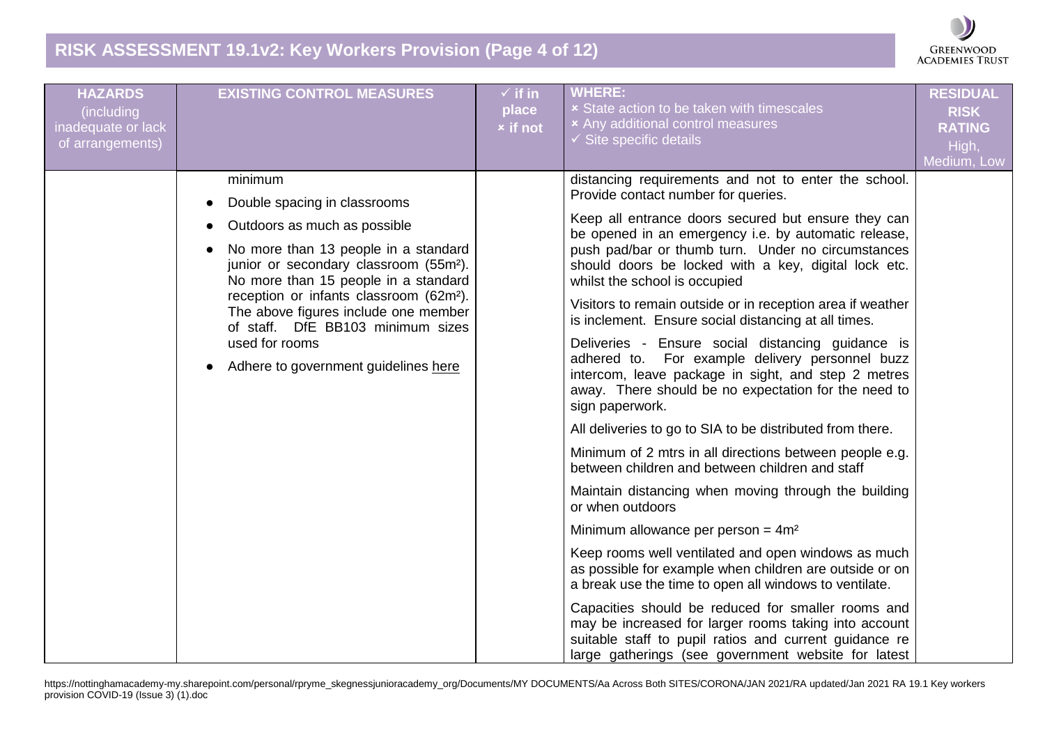# RISK ASSESSMENT 19.1v2: Key Workers Provision

| HAZARDS (including inadequate or lack of arrangements) | EXISTING CONTROL MEASURES | ✓ if in place × if not | WHERE: × State action to be taken with timescales × Any additional control measures ✓ Site specific details | RESIDUAL RISK RATING High, Medium, Low |
|---|---|---|---|---|
| | minimum<br>• Double spacing in classrooms<br>• Outdoors as much as possible<br>• No more than 13 people in a standard junior or secondary classroom (55m²). No more than 15 people in a standard reception or infants classroom (62m²). The above figures include one member of staff. DfE BB103 minimum sizes used for rooms<br>• Adhere to government guidelines here | | distancing requirements and not to enter the school. Provide contact number for queries.<br><br>Keep all entrance doors secured but ensure they can be opened in an emergency i.e. by automatic release, push pad/bar or thumb turn. Under no circumstances should doors be locked with a key, digital lock etc. whilst the school is occupied<br><br>Visitors to remain outside or in reception area if weather is inclement. Ensure social distancing at all times.<br><br>Deliveries - Ensure social distancing guidance is adhered to. For example delivery personnel buzz intercom, leave package in sight, and step 2 metres away. There should be no expectation for the need to sign paperwork.<br><br>All deliveries to go to SIA to be distributed from there.<br><br>Minimum of 2 mtrs in all directions between people e.g. between children and between children and staff<br><br>Maintain distancing when moving through the building or when outdoors<br><br>Minimum allowance per person = 4m²<br><br>Keep rooms well ventilated and open windows as much as possible for example when children are outside or on a break use the time to open all windows to ventilate.<br><br>Capacities should be reduced for smaller rooms and may be increased for larger rooms taking into account suitable staff to pupil ratios and current guidance re large gatherings (see government website for latest | |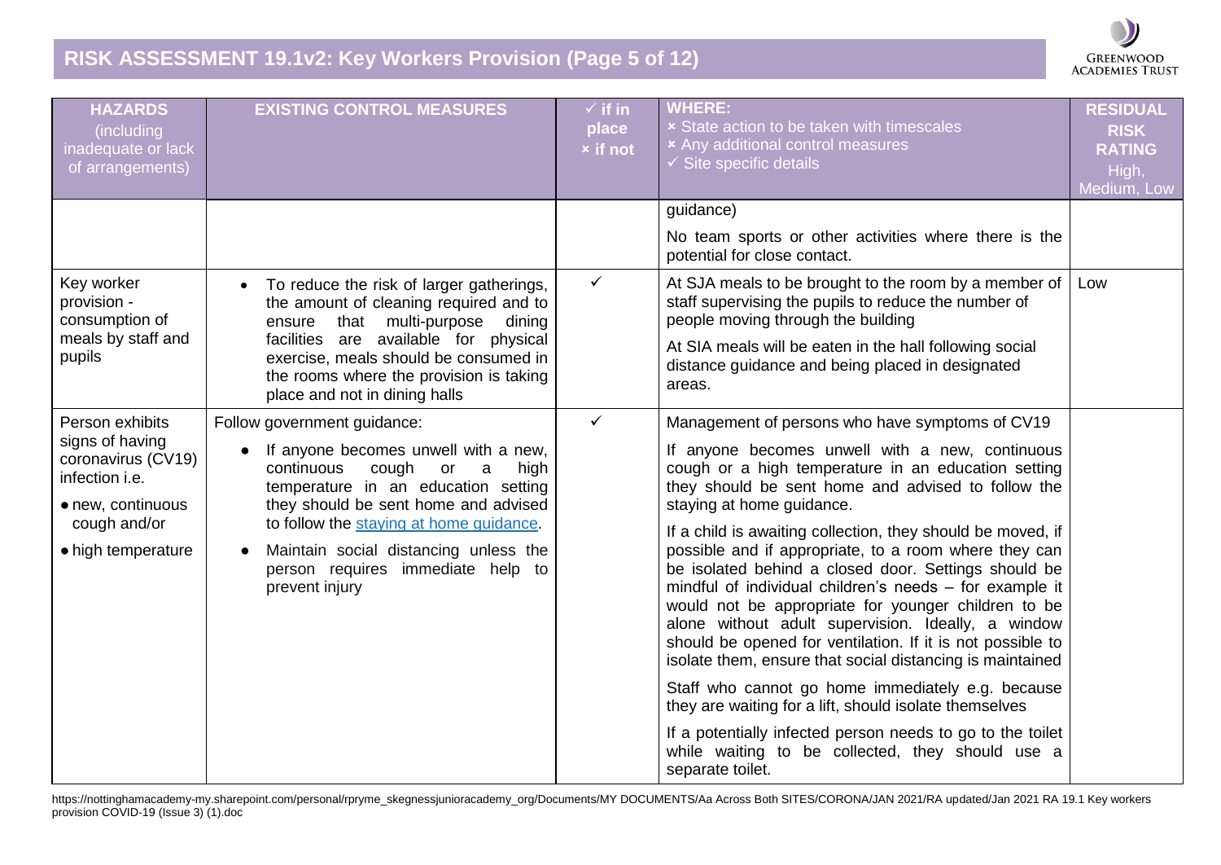| HAZARDS (including inadequate or lack of arrangements) | EXISTING CONTROL MEASURES | ✓ if in place × if not | WHERE: × State action to be taken with timescales × Any additional control measures ✓ Site specific details | RESIDUAL RISK RATING High, Medium, Low |
|---|---|---|---|---|
| | | | guidance)<br><br>No team sports or other activities where there is the potential for close contact. | |
| Key worker provision - consumption of meals by staff and pupils | • To reduce the risk of larger gatherings, the amount of cleaning required and to ensure that multi-purpose dining facilities are available for physical exercise, meals should be consumed in the rooms where the provision is taking place and not in dining halls | ✓ | At SJA meals to be brought to the room by a member of staff supervising the pupils to reduce the number of people moving through the building<br><br>At SIA meals will be eaten in the hall following social distance guidance and being placed in designated areas. | Low |
| Person exhibits signs of having coronavirus (CV19) infection i.e.<br>• new, continuous cough and/or<br>• high temperature | Follow government guidance:<br>• If anyone becomes unwell with a new, continuous cough or a high temperature in an education setting they should be sent home and advised to follow the staying at home guidance.<br>• Maintain social distancing unless the person requires immediate help to prevent injury | ✓ | Management of persons who have symptoms of CV19<br><br>If anyone becomes unwell with a new, continuous cough or a high temperature in an education setting they should be sent home and advised to follow the staying at home guidance.<br><br>If a child is awaiting collection, they should be moved, if possible and if appropriate, to a room where they can be isolated behind a closed door. Settings should be mindful of individual children's needs – for example it would not be appropriate for younger children to be alone without adult supervision. Ideally, a window should be opened for ventilation. If it is not possible to isolate them, ensure that social distancing is maintained<br><br>Staff who cannot go home immediately e.g. because they are waiting for a lift, should isolate themselves<br><br>If a potentially infected person needs to go to the toilet while waiting to be collected, they should use a separate toilet. | |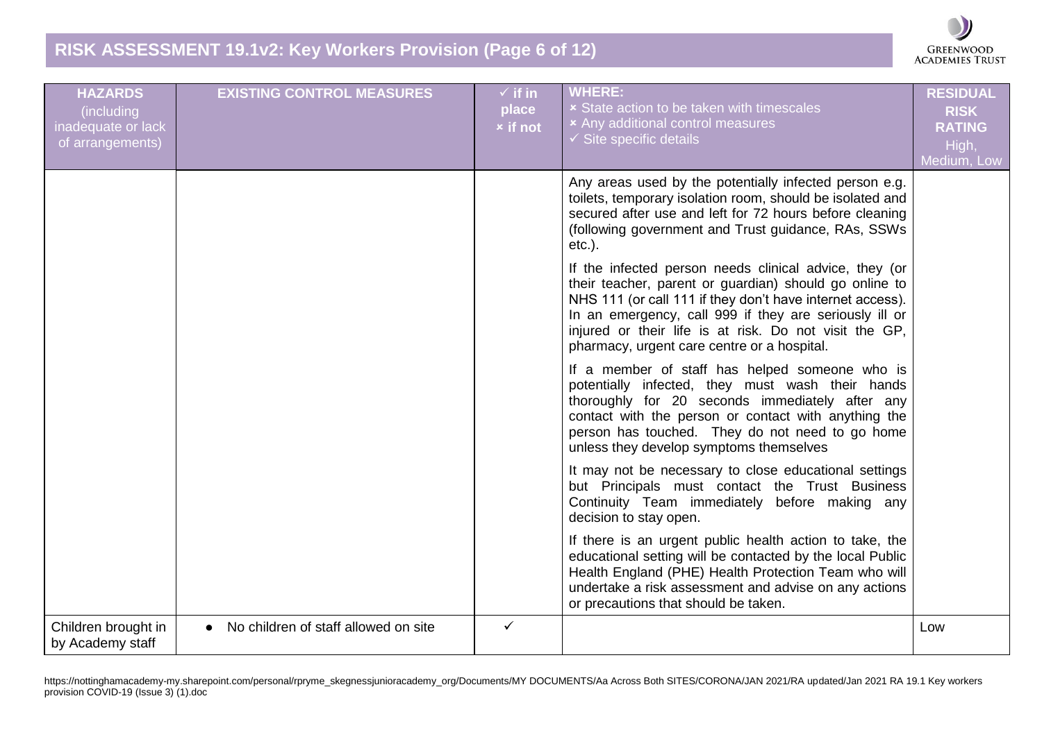| HAZARDS (including inadequate or lack of arrangements) | EXISTING CONTROL MEASURES | ✓ if in place × if not | WHERE: × State action to be taken with timescales × Any additional control measures ✓ Site specific details | RESIDUAL RISK RATING High, Medium, Low |
|---|---|---|---|---|
| | | | Any areas used by the potentially infected person e.g. toilets, temporary isolation room, should be isolated and secured after use and left for 72 hours before cleaning (following government and Trust guidance, RAs, SSWs etc.).<br><br>If the infected person needs clinical advice, they (or their teacher, parent or guardian) should go online to NHS 111 (or call 111 if they don't have internet access). In an emergency, call 999 if they are seriously ill or injured or their life is at risk. Do not visit the GP, pharmacy, urgent care centre or a hospital.<br><br>If a member of staff has helped someone who is potentially infected, they must wash their hands thoroughly for 20 seconds immediately after any contact with the person or contact with anything the person has touched. They do not need to go home unless they develop symptoms themselves<br><br>It may not be necessary to close educational settings but Principals must contact the Trust Business Continuity Team immediately before making any decision to stay open.<br><br>If there is an urgent public health action to take, the educational setting will be contacted by the local Public Health England (PHE) Health Protection Team who will undertake a risk assessment and advise on any actions or precautions that should be taken. | |
| Children brought in by Academy staff | • No children of staff allowed on site | ✓ | | Low |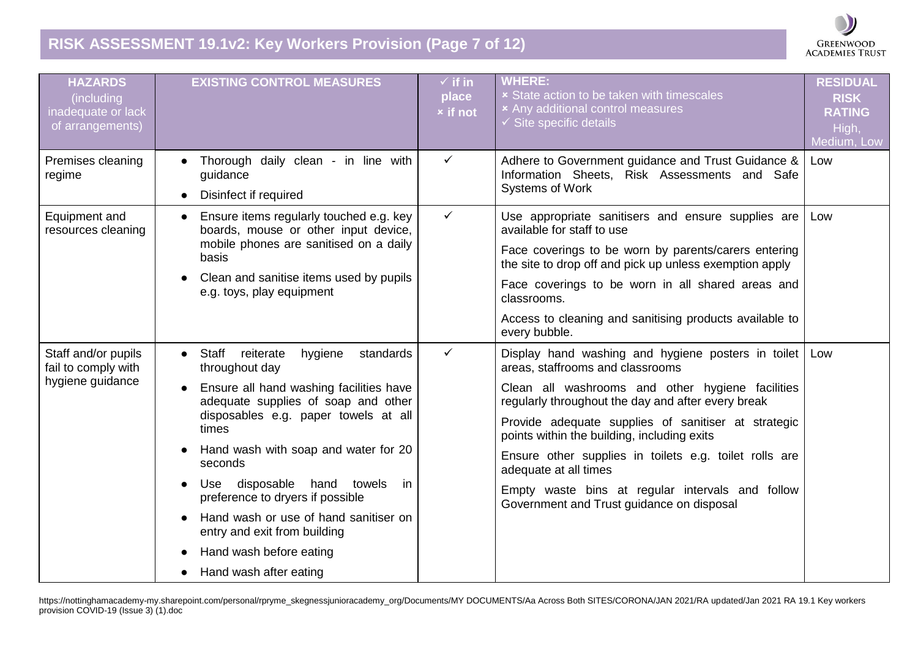# RISK ASSESSMENT 19.1v2: Key Workers Provision (Page 7 of 12)

| HAZARDS (including inadequate or lack of arrangements) | EXISTING CONTROL MEASURES | ✓ if in place × if not | WHERE: × State action to be taken with timescales × Any additional control measures ✓ Site specific details | RESIDUAL RISK RATING High, Medium, Low |
|---|---|---|---|---|
| Premises cleaning regime | • Thorough daily clean - in line with guidance<br>• Disinfect if required | ✓ | Adhere to Government guidance and Trust Guidance & Information Sheets, Risk Assessments and Safe Systems of Work | Low |
| Equipment and resources cleaning | • Ensure items regularly touched e.g. key boards, mouse or other input device, mobile phones are sanitised on a daily basis<br>• Clean and sanitise items used by pupils e.g. toys, play equipment | ✓ | Use appropriate sanitisers and ensure supplies are available for staff to use<br>Face coverings to be worn by parents/carers entering the site to drop off and pick up unless exemption apply<br>Face coverings to be worn in all shared areas and classrooms.<br>Access to cleaning and sanitising products available to every bubble. | Low |
| Staff and/or pupils fail to comply with hygiene guidance | • Staff reiterate hygiene standards throughout day<br>• Ensure all hand washing facilities have adequate supplies of soap and other disposables e.g. paper towels at all times<br>• Hand wash with soap and water for 20 seconds<br>• Use disposable hand towels in preference to dryers if possible<br>• Hand wash or use of hand sanitiser on entry and exit from building<br>• Hand wash before eating<br>• Hand wash after eating | ✓ | Display hand washing and hygiene posters in toilet areas, staffrooms and classrooms<br>Clean all washrooms and other hygiene facilities regularly throughout the day and after every break<br>Provide adequate supplies of sanitiser at strategic points within the building, including exits<br>Ensure other supplies in toilets e.g. toilet rolls are adequate at all times<br>Empty waste bins at regular intervals and follow Government and Trust guidance on disposal | Low |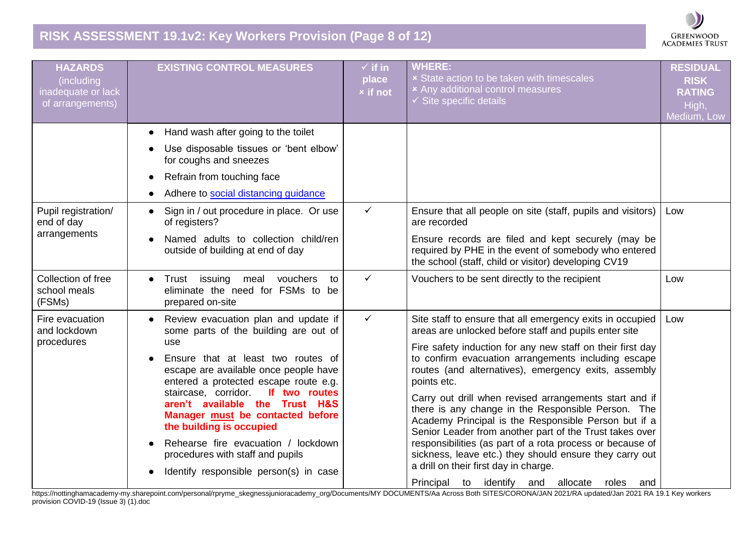# RISK ASSESSMENT 19.1v2: Key Workers Provision (Page 8 of 12)

| HAZARDS (including inadequate or lack of arrangements) | EXISTING CONTROL MEASURES | ✓ if in place × if not | WHERE: × State action to be taken with timescales × Any additional control measures ✓ Site specific details | RESIDUAL RISK RATING High, Medium, Low |
|---|---|---|---|---|
| | • Hand wash after going to the toilet<br>• Use disposable tissues or 'bent elbow' for coughs and sneezes<br>• Refrain from touching face<br>• Adhere to social distancing guidance | | | |
| Pupil registration/ end of day arrangements | • Sign in / out procedure in place. Or use of registers?<br>• Named adults to collection child/ren outside of building at end of day | ✓ | Ensure that all people on site (staff, pupils and visitors) are recorded<br>Ensure records are filed and kept securely (may be required by PHE in the event of somebody who entered the school (staff, child or visitor) developing CV19 | Low |
| Collection of free school meals (FSMs) | • Trust issuing meal vouchers to eliminate the need for FSMs to be prepared on-site | ✓ | Vouchers to be sent directly to the recipient | Low |
| Fire evacuation and lockdown procedures | • Review evacuation plan and update if some parts of the building are out of use<br>• Ensure that at least two routes of escape are available once people have entered a protected escape route e.g. staircase, corridor. **If two routes aren't available the Trust H&S Manager must be contacted before the building is occupied**<br>• Rehearse fire evacuation / lockdown procedures with staff and pupils<br>• Identify responsible person(s) in case | ✓ | Site staff to ensure that all emergency exits in occupied areas are unlocked before staff and pupils enter site<br>Fire safety induction for any new staff on their first day to confirm evacuation arrangements including escape routes (and alternatives), emergency exits, assembly points etc.<br>Carry out drill when revised arrangements start and if there is any change in the Responsible Person. The Academy Principal is the Responsible Person but if a Senior Leader from another part of the Trust takes over responsibilities (as part of a rota process or because of sickness, leave etc.) they should ensure they carry out a drill on their first day in charge.<br>Principal to identify and allocate roles and | Low |

https://nottinghamacademy-my.sharepoint.com/personal/rpryme_skegnessjunioracademy_org/Documents/MY DOCUMENTS/Aa Across Both SITES/CORONA/JAN 2021/RA updated/Jan 2021 RA 19.1 Key workers provision COVID-19 (Issue 3) (1).doc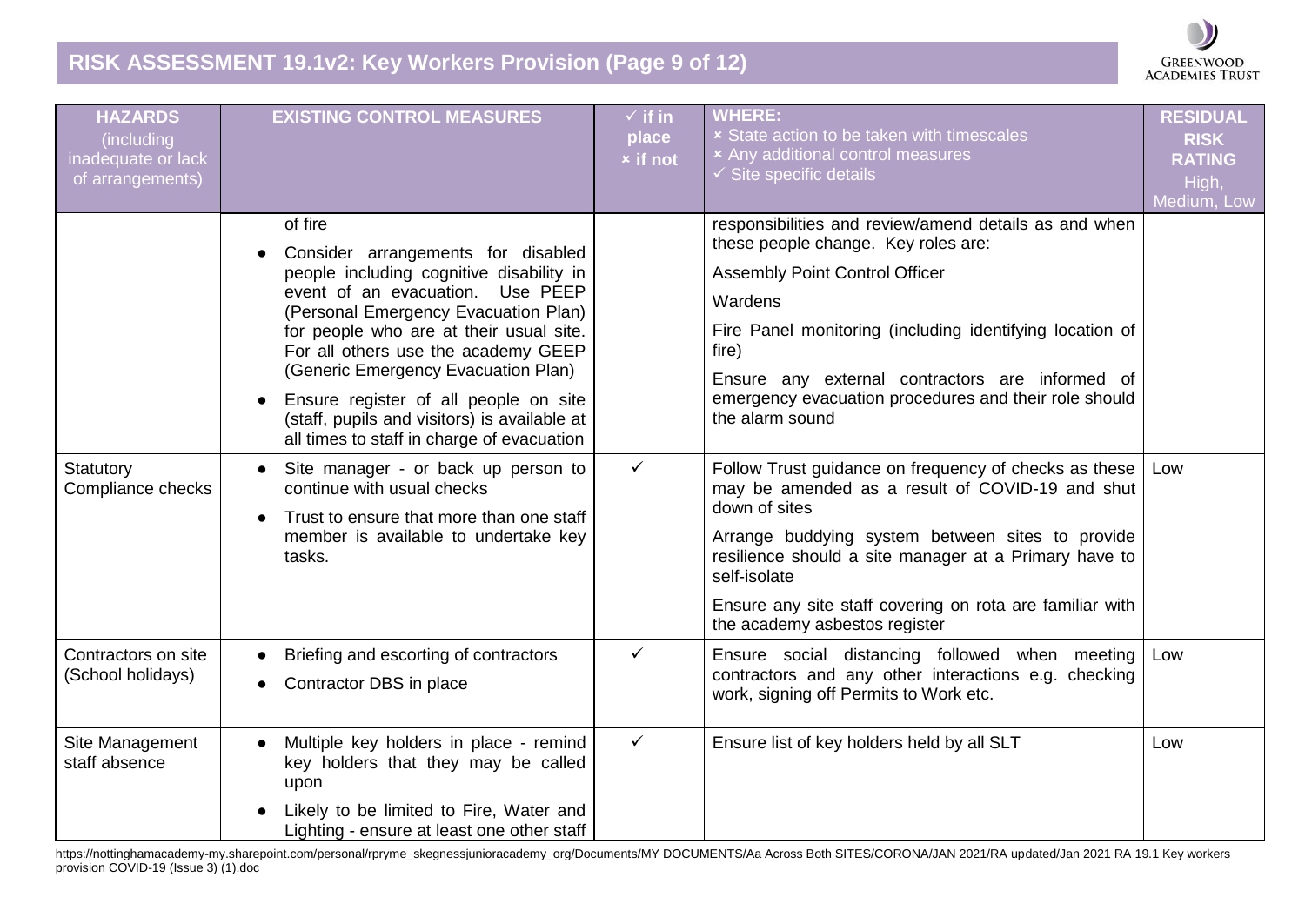| HAZARDS (including inadequate or lack of arrangements) | EXISTING CONTROL MEASURES | ✓ if in place × if not | WHERE: × State action to be taken with timescales × Any additional control measures ✓ Site specific details | RESIDUAL RISK RATING High, Medium, Low |
|---|---|---|---|---|
| | of fire<br>● Consider arrangements for disabled people including cognitive disability in event of an evacuation. Use PEEP (Personal Emergency Evacuation Plan) for people who are at their usual site. For all others use the academy GEEP (Generic Emergency Evacuation Plan)<br>● Ensure register of all people on site (staff, pupils and visitors) is available at all times to staff in charge of evacuation | | responsibilities and review/amend details as and when these people change. Key roles are:<br>Assembly Point Control Officer<br>Wardens<br>Fire Panel monitoring (including identifying location of fire)<br>Ensure any external contractors are informed of emergency evacuation procedures and their role should the alarm sound | |
| Statutory Compliance checks | ● Site manager - or back up person to continue with usual checks<br>● Trust to ensure that more than one staff member is available to undertake key tasks. | ✓ | Follow Trust guidance on frequency of checks as these may be amended as a result of COVID-19 and shut down of sites<br>Arrange buddying system between sites to provide resilience should a site manager at a Primary have to self-isolate<br>Ensure any site staff covering on rota are familiar with the academy asbestos register | Low |
| Contractors on site (School holidays) | ● Briefing and escorting of contractors<br>● Contractor DBS in place | ✓ | Ensure social distancing followed when meeting contractors and any other interactions e.g. checking work, signing off Permits to Work etc. | Low |
| Site Management staff absence | ● Multiple key holders in place - remind key holders that they may be called upon<br>● Likely to be limited to Fire, Water and Lighting - ensure at least one other staff | ✓ | Ensure list of key holders held by all SLT | Low |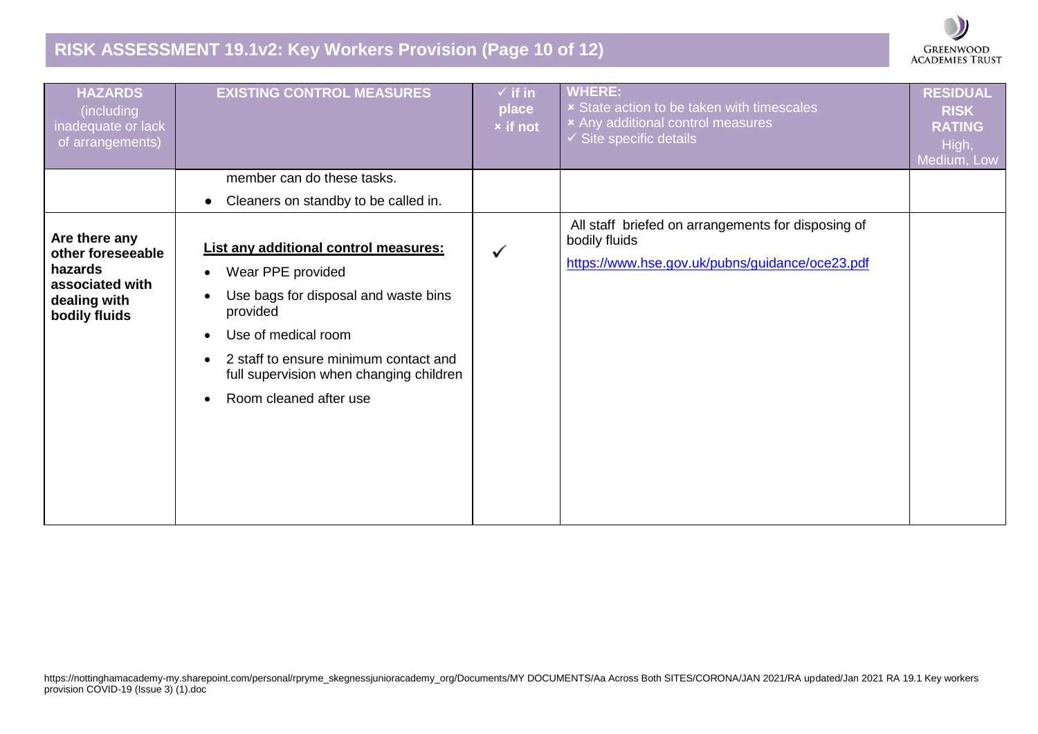# RISK ASSESSMENT 19.1v2: Key Workers Provision (Page 10 of 12)

| HAZARDS (including inadequate or lack of arrangements) | EXISTING CONTROL MEASURES | ✓ if in place × if not | WHERE: × State action to be taken with timescales × Any additional control measures ✓ Site specific details | RESIDUAL RISK RATING High, Medium, Low |
|---|---|---|---|---|
| | member can do these tasks.<br>• Cleaners on standby to be called in. | | | |
| **Are there any other foreseeable hazards associated with dealing with bodily fluids** | **List any additional control measures:**<br>• Wear PPE provided<br>• Use bags for disposal and waste bins provided<br>• Use of medical room<br>• 2 staff to ensure minimum contact and full supervision when changing children<br>• Room cleaned after use | ✓ | All staff briefed on arrangements for disposing of bodily fluids<br>https://www.hse.gov.uk/pubns/guidance/oce23.pdf | |

https://nottinghamacademy-my.sharepoint.com/personal/rpryme_skegnessjunioracademy_org/Documents/MY DOCUMENTS/Aa Across Both SITES/CORONA/JAN 2021/RA updated/Jan 2021 RA 19.1 Key workers provision COVID-19 (Issue 3) (1).doc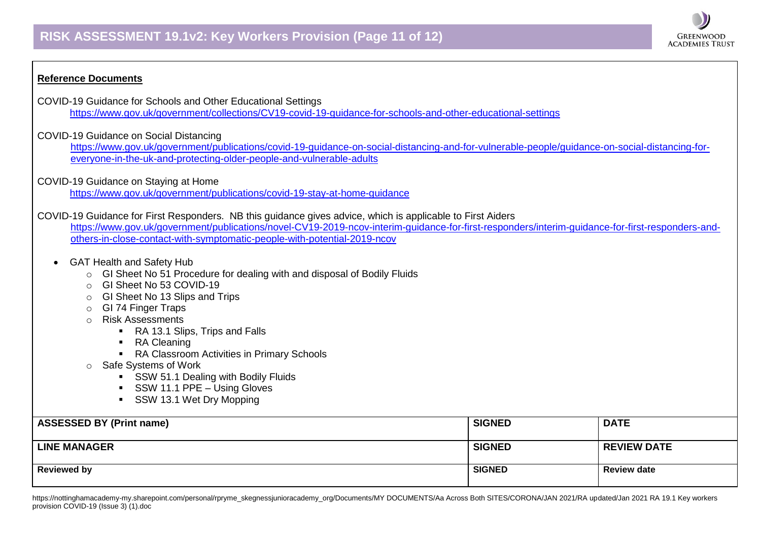**Reference Documents**

COVID-19 Guidance for Schools and Other Educational Settings
https://www.gov.uk/government/collections/CV19-covid-19-guidance-for-schools-and-other-educational-settings

COVID-19 Guidance on Social Distancing
https://www.gov.uk/government/publications/covid-19-guidance-on-social-distancing-and-for-vulnerable-people/guidance-on-social-distancing-for-everyone-in-the-uk-and-protecting-older-people-and-vulnerable-adults

COVID-19 Guidance on Staying at Home
https://www.gov.uk/government/publications/covid-19-stay-at-home-guidance

COVID-19 Guidance for First Responders. NB this guidance gives advice, which is applicable to First Aiders
https://www.gov.uk/government/publications/novel-CV19-2019-ncov-interim-guidance-for-first-responders/interim-guidance-for-first-responders-and-others-in-close-contact-with-symptomatic-people-with-potential-2019-ncov

- GAT Health and Safety Hub
  - GI Sheet No 51 Procedure for dealing with and disposal of Bodily Fluids
  - GI Sheet No 53 COVID-19
  - GI Sheet No 13 Slips and Trips
  - GI 74 Finger Traps
  - Risk Assessments
    - RA 13.1 Slips, Trips and Falls
    - RA Cleaning
    - RA Classroom Activities in Primary Schools
  - Safe Systems of Work
    - SSW 51.1 Dealing with Bodily Fluids
    - SSW 11.1 PPE – Using Gloves
    - SSW 13.1 Wet Dry Mopping

| ASSESSED BY (Print name) | SIGNED | DATE |
|---|---|---|
| LINE MANAGER | SIGNED | REVIEW DATE |
| Reviewed by | SIGNED | Review date |

https://nottinghamacademy-my.sharepoint.com/personal/rpryme_skegnessjunioracademy_org/Documents/MY DOCUMENTS/Aa Across Both SITES/CORONA/JAN 2021/RA updated/Jan 2021 RA 19.1 Key workers provision COVID-19 (Issue 3) (1).doc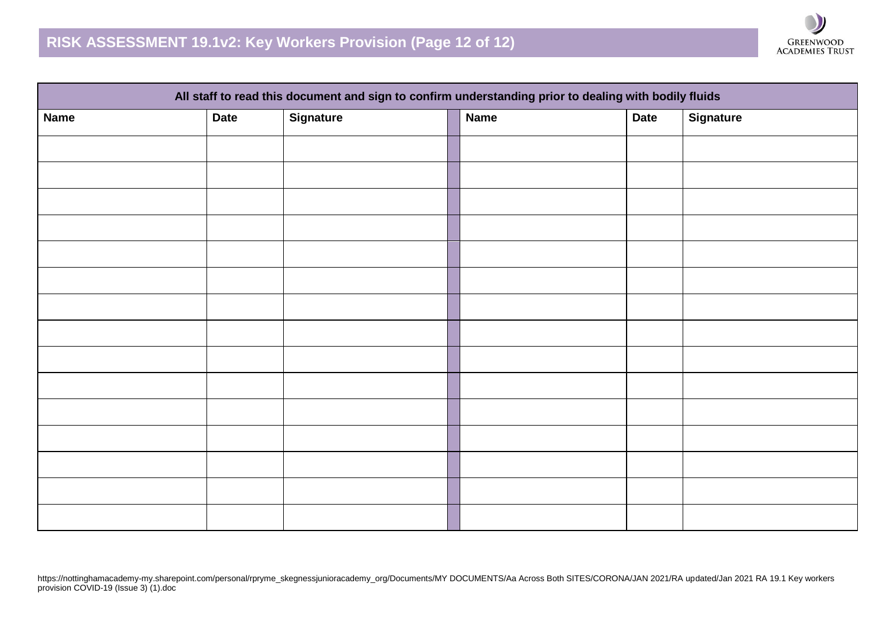| All staff to read this document and sign to confirm understanding prior to dealing with bodily fluids | | | | | | |
|---|---|---|---|---|---|---|
| **Name** | **Date** | **Signature** | | **Name** | **Date** | **Signature** |
| | | | | | | |
| | | | | | | |
| | | | | | | |
| | | | | | | |
| | | | | | | |
| | | | | | | |
| | | | | | | |
| | | | | | | |
| | | | | | | |
| | | | | | | |
| | | | | | | |
| | | | | | | |
| | | | | | | |
| | | | | | | |
| | | | | | | |